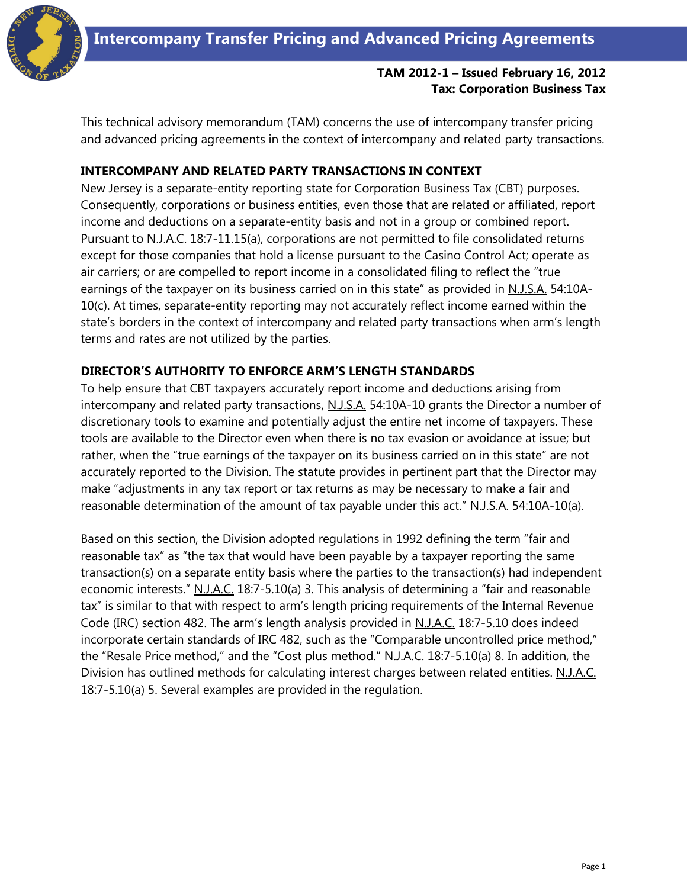# Intercompany Transfer Pricing and Advanced Pricing Agreements

**TAM 2012-1 – Issued February 16, 2012**
**Tax: Corporation Business Tax**

This technical advisory memorandum (TAM) concerns the use of intercompany transfer pricing and advanced pricing agreements in the context of intercompany and related party transactions.

## INTERCOMPANY AND RELATED PARTY TRANSACTIONS IN CONTEXT

New Jersey is a separate-entity reporting state for Corporation Business Tax (CBT) purposes. Consequently, corporations or business entities, even those that are related or affiliated, report income and deductions on a separate-entity basis and not in a group or combined report. Pursuant to N.J.A.C. 18:7-11.15(a), corporations are not permitted to file consolidated returns except for those companies that hold a license pursuant to the Casino Control Act; operate as air carriers; or are compelled to report income in a consolidated filing to reflect the "true earnings of the taxpayer on its business carried on in this state" as provided in N.J.S.A. 54:10A-10(c). At times, separate-entity reporting may not accurately reflect income earned within the state's borders in the context of intercompany and related party transactions when arm's length terms and rates are not utilized by the parties.

## DIRECTOR'S AUTHORITY TO ENFORCE ARM'S LENGTH STANDARDS

To help ensure that CBT taxpayers accurately report income and deductions arising from intercompany and related party transactions, N.J.S.A. 54:10A-10 grants the Director a number of discretionary tools to examine and potentially adjust the entire net income of taxpayers. These tools are available to the Director even when there is no tax evasion or avoidance at issue; but rather, when the "true earnings of the taxpayer on its business carried on in this state" are not accurately reported to the Division. The statute provides in pertinent part that the Director may make "adjustments in any tax report or tax returns as may be necessary to make a fair and reasonable determination of the amount of tax payable under this act." N.J.S.A. 54:10A-10(a).

Based on this section, the Division adopted regulations in 1992 defining the term "fair and reasonable tax" as "the tax that would have been payable by a taxpayer reporting the same transaction(s) on a separate entity basis where the parties to the transaction(s) had independent economic interests." N.J.A.C. 18:7-5.10(a) 3. This analysis of determining a "fair and reasonable tax" is similar to that with respect to arm's length pricing requirements of the Internal Revenue Code (IRC) section 482. The arm's length analysis provided in N.J.A.C. 18:7-5.10 does indeed incorporate certain standards of IRC 482, such as the "Comparable uncontrolled price method," the "Resale Price method," and the "Cost plus method." N.J.A.C. 18:7-5.10(a) 8. In addition, the Division has outlined methods for calculating interest charges between related entities. N.J.A.C. 18:7-5.10(a) 5. Several examples are provided in the regulation.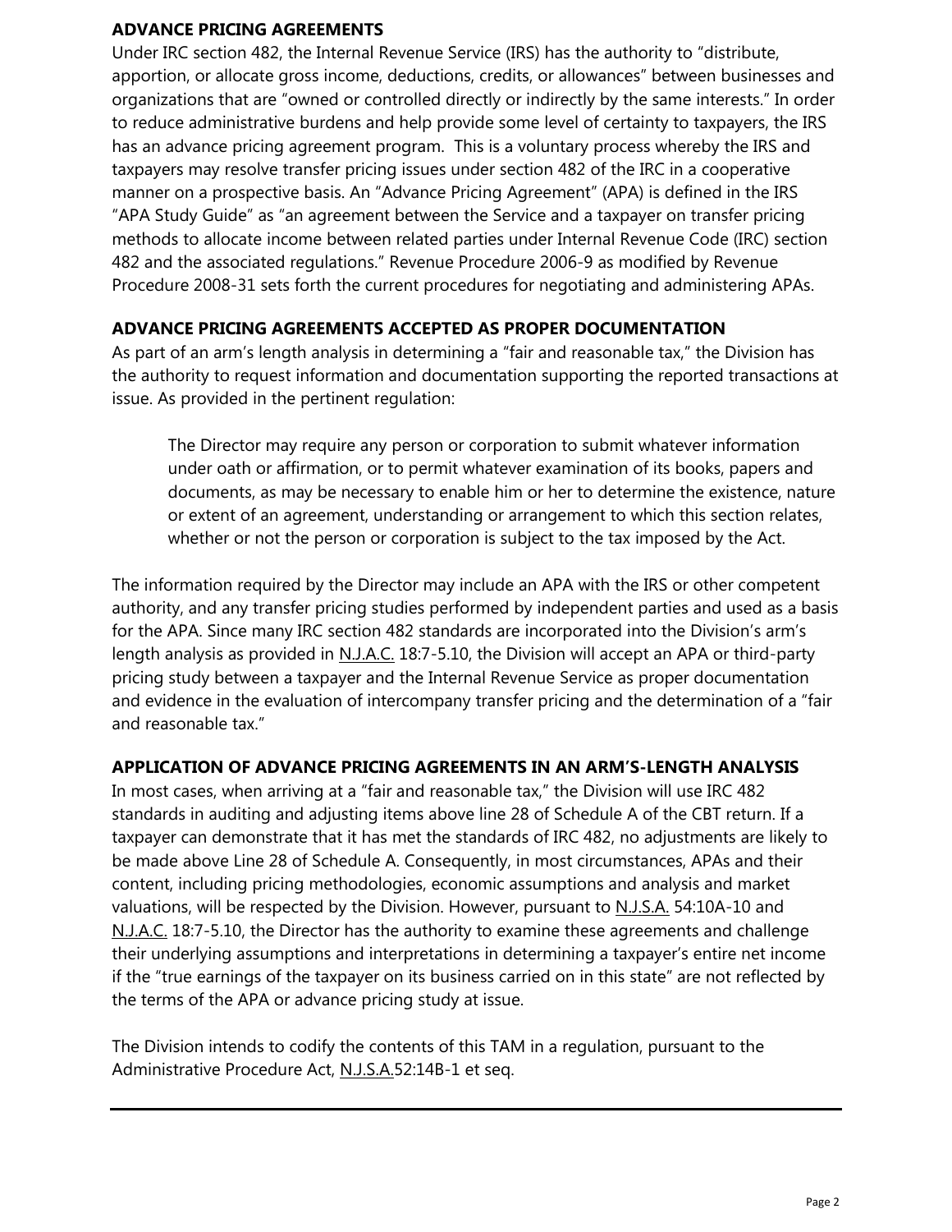## ADVANCE PRICING AGREEMENTS

Under IRC section 482, the Internal Revenue Service (IRS) has the authority to "distribute, apportion, or allocate gross income, deductions, credits, or allowances" between businesses and organizations that are "owned or controlled directly or indirectly by the same interests." In order to reduce administrative burdens and help provide some level of certainty to taxpayers, the IRS has an advance pricing agreement program. This is a voluntary process whereby the IRS and taxpayers may resolve transfer pricing issues under section 482 of the IRC in a cooperative manner on a prospective basis. An "Advance Pricing Agreement" (APA) is defined in the IRS "APA Study Guide" as "an agreement between the Service and a taxpayer on transfer pricing methods to allocate income between related parties under Internal Revenue Code (IRC) section 482 and the associated regulations." Revenue Procedure 2006-9 as modified by Revenue Procedure 2008-31 sets forth the current procedures for negotiating and administering APAs.

## ADVANCE PRICING AGREEMENTS ACCEPTED AS PROPER DOCUMENTATION

As part of an arm's length analysis in determining a "fair and reasonable tax," the Division has the authority to request information and documentation supporting the reported transactions at issue. As provided in the pertinent regulation:

> The Director may require any person or corporation to submit whatever information under oath or affirmation, or to permit whatever examination of its books, papers and documents, as may be necessary to enable him or her to determine the existence, nature or extent of an agreement, understanding or arrangement to which this section relates, whether or not the person or corporation is subject to the tax imposed by the Act.

The information required by the Director may include an APA with the IRS or other competent authority, and any transfer pricing studies performed by independent parties and used as a basis for the APA. Since many IRC section 482 standards are incorporated into the Division's arm's length analysis as provided in N.J.A.C. 18:7-5.10, the Division will accept an APA or third-party pricing study between a taxpayer and the Internal Revenue Service as proper documentation and evidence in the evaluation of intercompany transfer pricing and the determination of a "fair and reasonable tax."

## APPLICATION OF ADVANCE PRICING AGREEMENTS IN AN ARM'S-LENGTH ANALYSIS

In most cases, when arriving at a "fair and reasonable tax," the Division will use IRC 482 standards in auditing and adjusting items above line 28 of Schedule A of the CBT return. If a taxpayer can demonstrate that it has met the standards of IRC 482, no adjustments are likely to be made above Line 28 of Schedule A. Consequently, in most circumstances, APAs and their content, including pricing methodologies, economic assumptions and analysis and market valuations, will be respected by the Division. However, pursuant to N.J.S.A. 54:10A-10 and N.J.A.C. 18:7-5.10, the Director has the authority to examine these agreements and challenge their underlying assumptions and interpretations in determining a taxpayer's entire net income if the "true earnings of the taxpayer on its business carried on in this state" are not reflected by the terms of the APA or advance pricing study at issue.

The Division intends to codify the contents of this TAM in a regulation, pursuant to the Administrative Procedure Act, N.J.S.A.52:14B-1 et seq.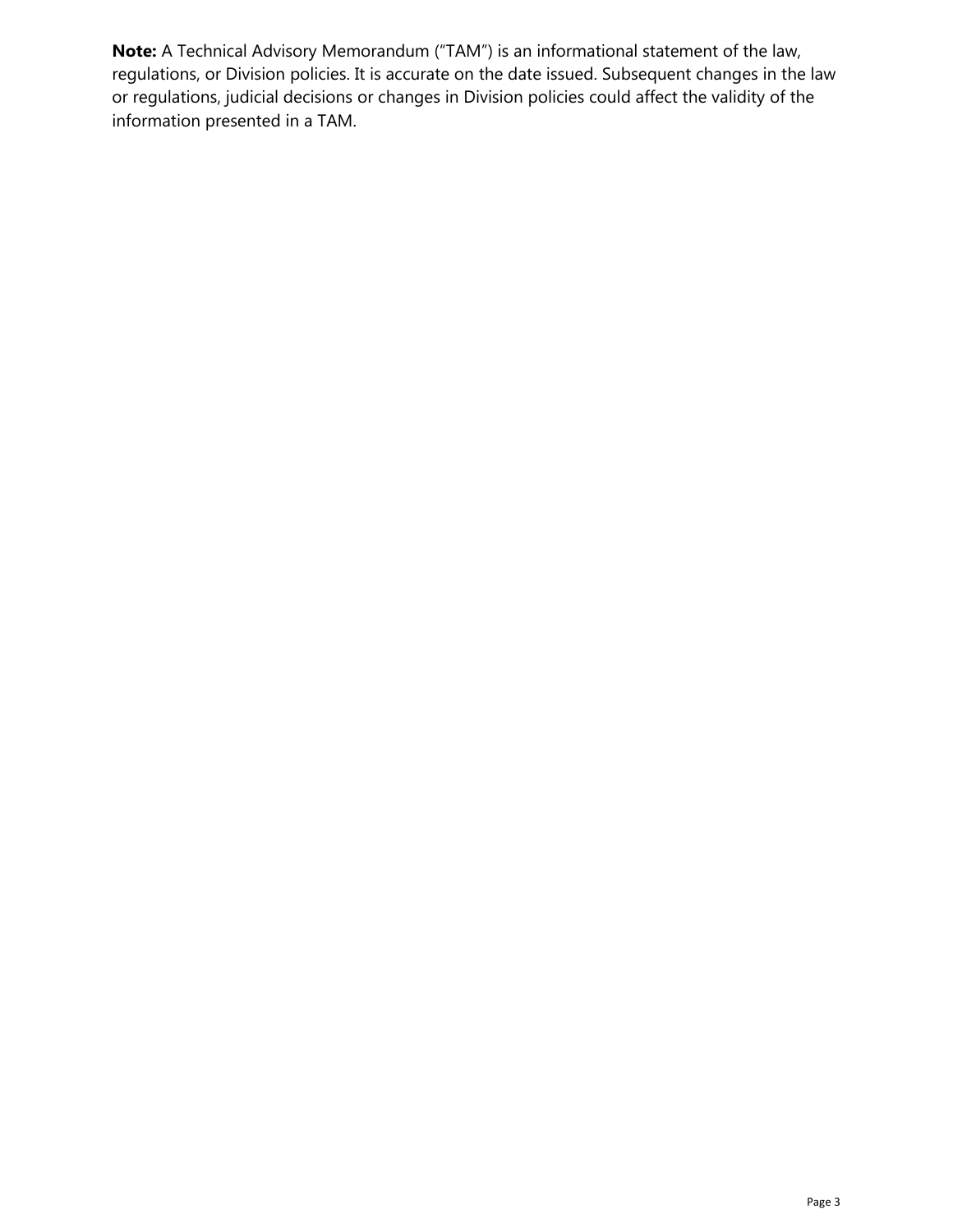**Note:** A Technical Advisory Memorandum ("TAM") is an informational statement of the law, regulations, or Division policies. It is accurate on the date issued. Subsequent changes in the law or regulations, judicial decisions or changes in Division policies could affect the validity of the information presented in a TAM.